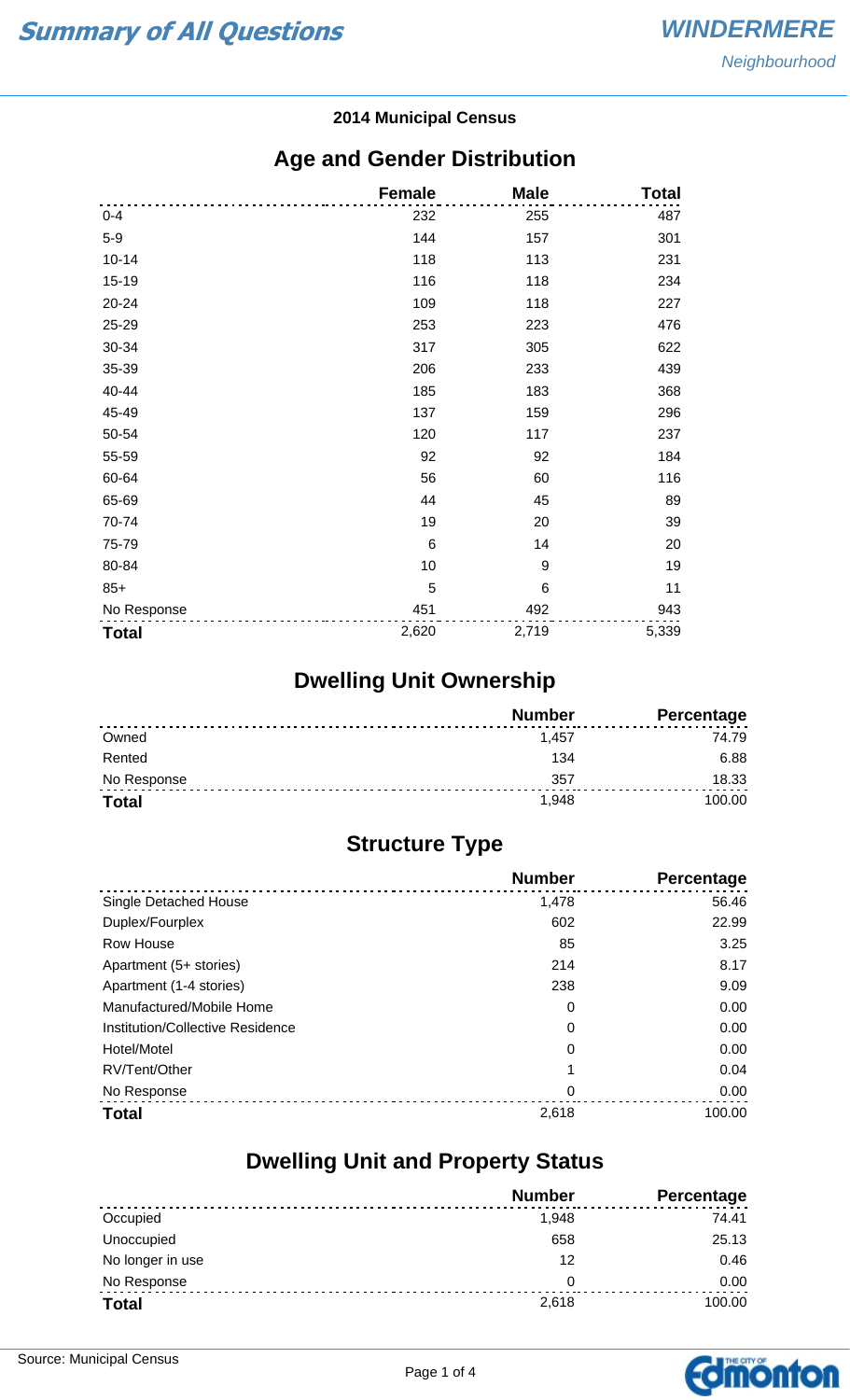# Summary of All Questions

**WINDERMERE**
*Neighbourhood*

**2014 Municipal Census**

## Age and Gender Distribution

| | Female | Male | Total |
|---|---|---|---|
| 0-4 | 232 | 255 | 487 |
| 5-9 | 144 | 157 | 301 |
| 10-14 | 118 | 113 | 231 |
| 15-19 | 116 | 118 | 234 |
| 20-24 | 109 | 118 | 227 |
| 25-29 | 253 | 223 | 476 |
| 30-34 | 317 | 305 | 622 |
| 35-39 | 206 | 233 | 439 |
| 40-44 | 185 | 183 | 368 |
| 45-49 | 137 | 159 | 296 |
| 50-54 | 120 | 117 | 237 |
| 55-59 | 92 | 92 | 184 |
| 60-64 | 56 | 60 | 116 |
| 65-69 | 44 | 45 | 89 |
| 70-74 | 19 | 20 | 39 |
| 75-79 | 6 | 14 | 20 |
| 80-84 | 10 | 9 | 19 |
| 85+ | 5 | 6 | 11 |
| No Response | 451 | 492 | 943 |
| **Total** | 2,620 | 2,719 | 5,339 |

## Dwelling Unit Ownership

| | Number | Percentage |
|---|---|---|
| Owned | 1,457 | 74.79 |
| Rented | 134 | 6.88 |
| No Response | 357 | 18.33 |
| **Total** | 1,948 | 100.00 |

## Structure Type

| | Number | Percentage |
|---|---|---|
| Single Detached House | 1,478 | 56.46 |
| Duplex/Fourplex | 602 | 22.99 |
| Row House | 85 | 3.25 |
| Apartment (5+ stories) | 214 | 8.17 |
| Apartment (1-4 stories) | 238 | 9.09 |
| Manufactured/Mobile Home | 0 | 0.00 |
| Institution/Collective Residence | 0 | 0.00 |
| Hotel/Motel | 0 | 0.00 |
| RV/Tent/Other | 1 | 0.04 |
| No Response | 0 | 0.00 |
| **Total** | 2,618 | 100.00 |

## Dwelling Unit and Property Status

| | Number | Percentage |
|---|---|---|
| Occupied | 1,948 | 74.41 |
| Unoccupied | 658 | 25.13 |
| No longer in use | 12 | 0.46 |
| No Response | 0 | 0.00 |
| **Total** | 2,618 | 100.00 |

Source: Municipal Census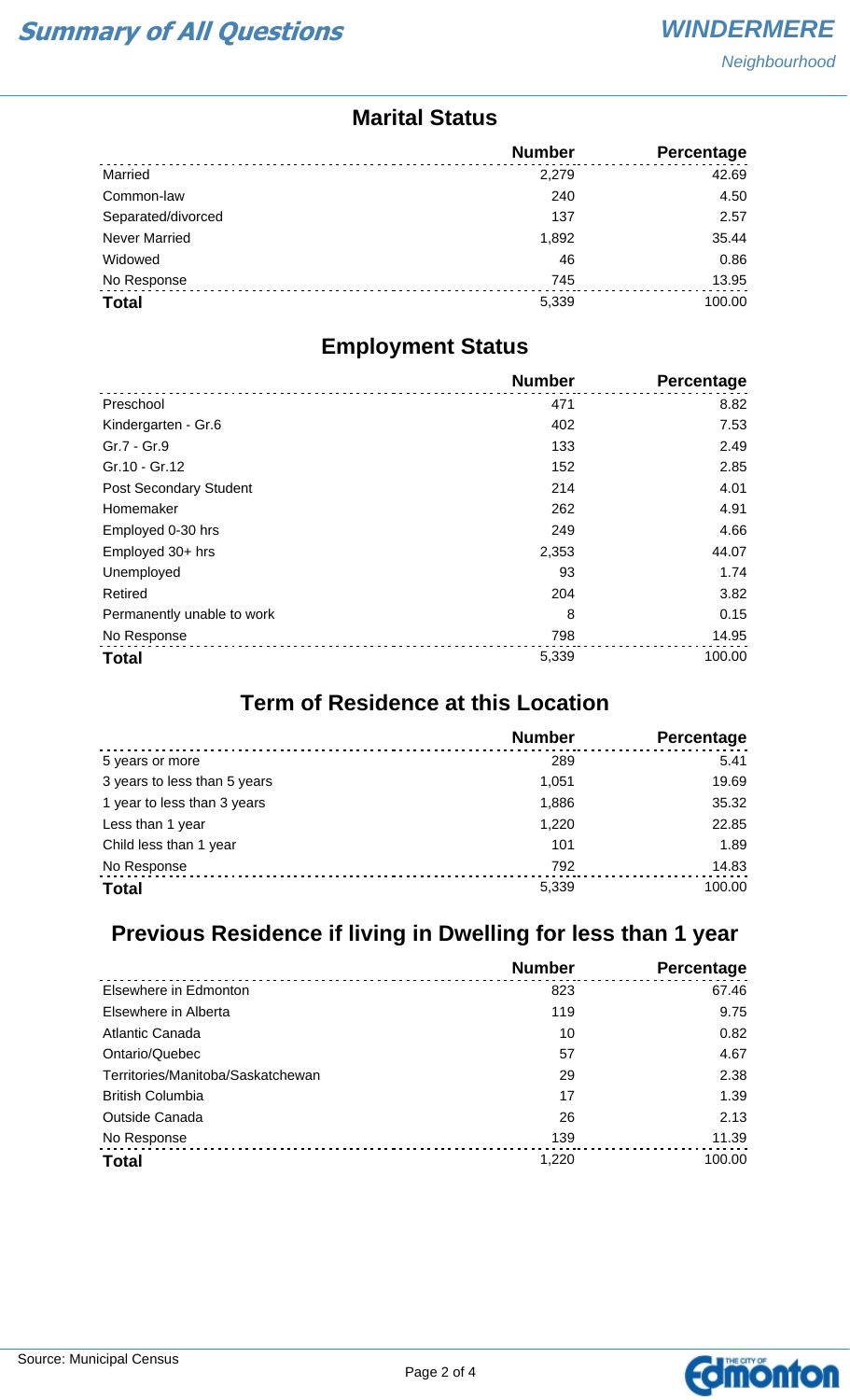## Marital Status

| | Number | Percentage |
|---|---|---|
| Married | 2,279 | 42.69 |
| Common-law | 240 | 4.50 |
| Separated/divorced | 137 | 2.57 |
| Never Married | 1,892 | 35.44 |
| Widowed | 46 | 0.86 |
| No Response | 745 | 13.95 |
| **Total** | 5,339 | 100.00 |

## Employment Status

| | Number | Percentage |
|---|---|---|
| Preschool | 471 | 8.82 |
| Kindergarten - Gr.6 | 402 | 7.53 |
| Gr.7 - Gr.9 | 133 | 2.49 |
| Gr.10 - Gr.12 | 152 | 2.85 |
| Post Secondary Student | 214 | 4.01 |
| Homemaker | 262 | 4.91 |
| Employed 0-30 hrs | 249 | 4.66 |
| Employed 30+ hrs | 2,353 | 44.07 |
| Unemployed | 93 | 1.74 |
| Retired | 204 | 3.82 |
| Permanently unable to work | 8 | 0.15 |
| No Response | 798 | 14.95 |
| **Total** | 5,339 | 100.00 |

## Term of Residence at this Location

| | Number | Percentage |
|---|---|---|
| 5 years or more | 289 | 5.41 |
| 3 years to less than 5 years | 1,051 | 19.69 |
| 1 year to less than 3 years | 1,886 | 35.32 |
| Less than 1 year | 1,220 | 22.85 |
| Child less than 1 year | 101 | 1.89 |
| No Response | 792 | 14.83 |
| **Total** | 5,339 | 100.00 |

## Previous Residence if living in Dwelling for less than 1 year

| | Number | Percentage |
|---|---|---|
| Elsewhere in Edmonton | 823 | 67.46 |
| Elsewhere in Alberta | 119 | 9.75 |
| Atlantic Canada | 10 | 0.82 |
| Ontario/Quebec | 57 | 4.67 |
| Territories/Manitoba/Saskatchewan | 29 | 2.38 |
| British Columbia | 17 | 1.39 |
| Outside Canada | 26 | 2.13 |
| No Response | 139 | 11.39 |
| **Total** | 1,220 | 100.00 |

Source: Municipal Census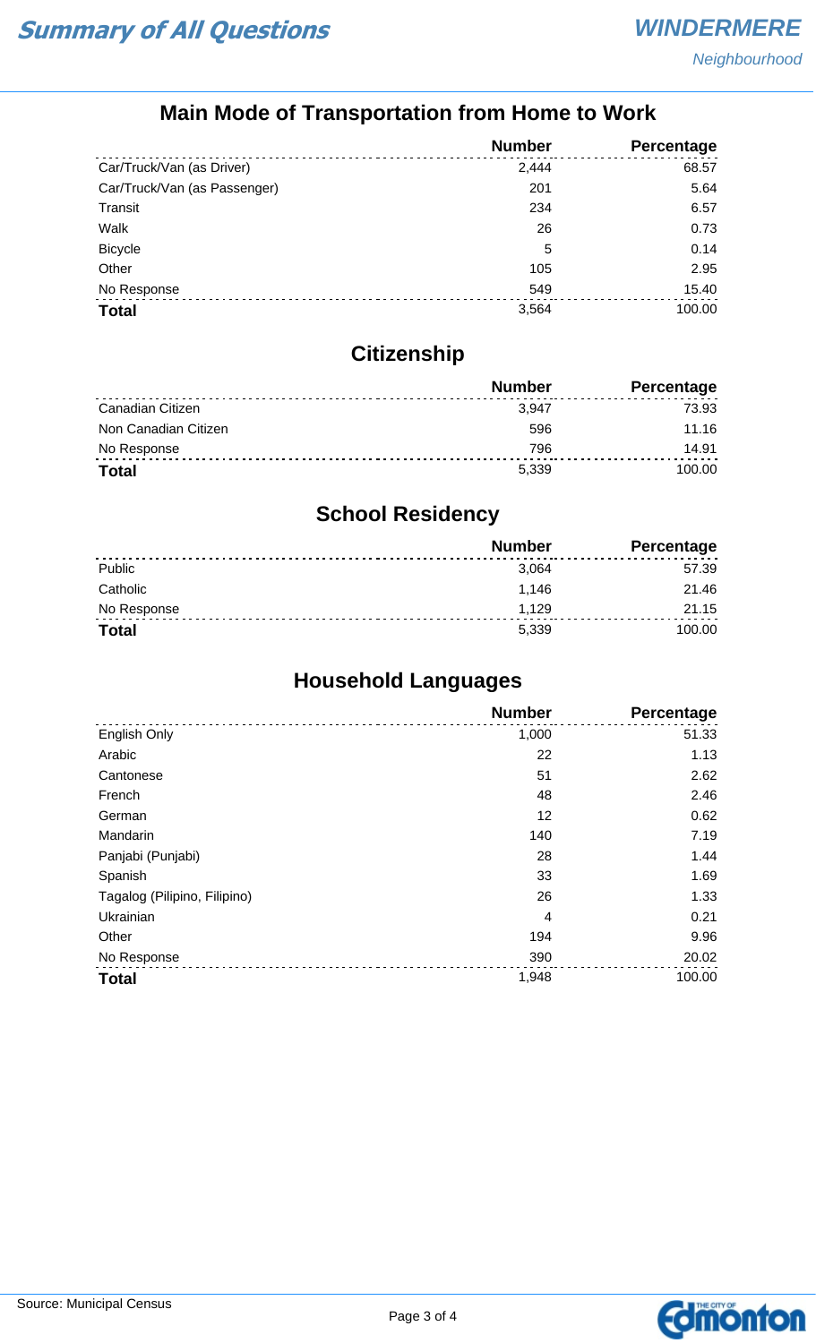# Summary of All Questions

**WINDERMERE**
*Neighbourhood*

## Main Mode of Transportation from Home to Work

| | Number | Percentage |
|---|---|---|
| Car/Truck/Van (as Driver) | 2,444 | 68.57 |
| Car/Truck/Van (as Passenger) | 201 | 5.64 |
| Transit | 234 | 6.57 |
| Walk | 26 | 0.73 |
| Bicycle | 5 | 0.14 |
| Other | 105 | 2.95 |
| No Response | 549 | 15.40 |
| **Total** | 3,564 | 100.00 |

## Citizenship

| | Number | Percentage |
|---|---|---|
| Canadian Citizen | 3,947 | 73.93 |
| Non Canadian Citizen | 596 | 11.16 |
| No Response | 796 | 14.91 |
| **Total** | 5,339 | 100.00 |

## School Residency

| | Number | Percentage |
|---|---|---|
| Public | 3,064 | 57.39 |
| Catholic | 1,146 | 21.46 |
| No Response | 1,129 | 21.15 |
| **Total** | 5,339 | 100.00 |

## Household Languages

| | Number | Percentage |
|---|---|---|
| English Only | 1,000 | 51.33 |
| Arabic | 22 | 1.13 |
| Cantonese | 51 | 2.62 |
| French | 48 | 2.46 |
| German | 12 | 0.62 |
| Mandarin | 140 | 7.19 |
| Panjabi (Punjabi) | 28 | 1.44 |
| Spanish | 33 | 1.69 |
| Tagalog (Pilipino, Filipino) | 26 | 1.33 |
| Ukrainian | 4 | 0.21 |
| Other | 194 | 9.96 |
| No Response | 390 | 20.02 |
| **Total** | 1,948 | 100.00 |

Source: Municipal Census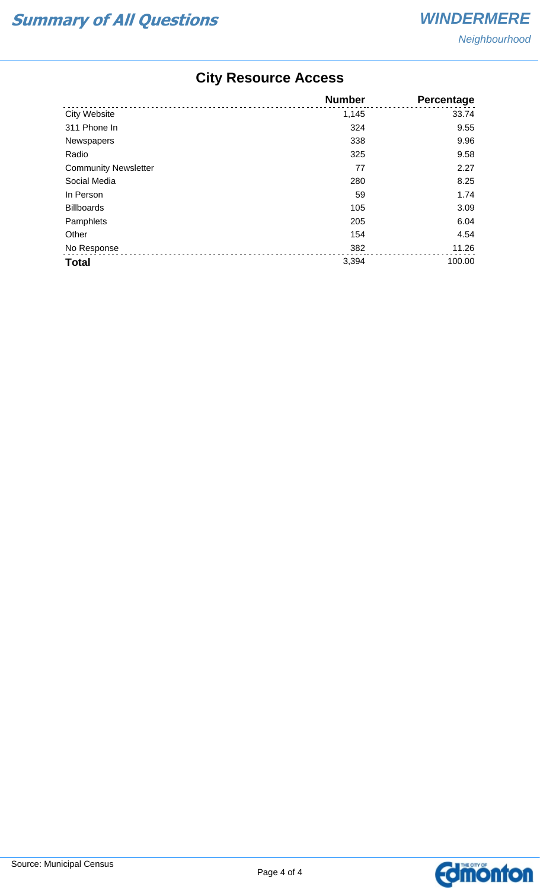# Summary of All Questions

## WINDERMERE
*Neighbourhood*

### City Resource Access

| | Number | Percentage |
|---|---|---|
| City Website | 1,145 | 33.74 |
| 311 Phone In | 324 | 9.55 |
| Newspapers | 338 | 9.96 |
| Radio | 325 | 9.58 |
| Community Newsletter | 77 | 2.27 |
| Social Media | 280 | 8.25 |
| In Person | 59 | 1.74 |
| Billboards | 105 | 3.09 |
| Pamphlets | 205 | 6.04 |
| Other | 154 | 4.54 |
| No Response | 382 | 11.26 |
| **Total** | 3,394 | 100.00 |

Source: Municipal Census